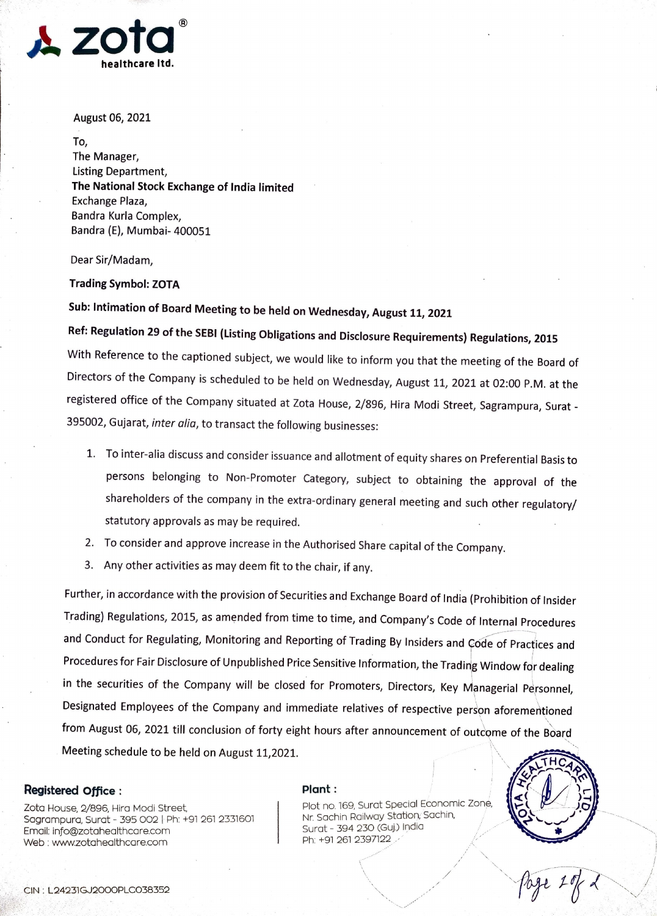**zota®**
**healthcare ltd.**

August 06, 2021

To,
The Manager,
Listing Department,
**The National Stock Exchange of India limited**
Exchange Plaza,
Bandra Kurla Complex,
Bandra (E), Mumbai- 400051

Dear Sir/Madam,

**Trading Symbol: ZOTA**

**Sub: Intimation of Board Meeting to be held on Wednesday, August 11, 2021**

**Ref: Regulation 29 of the SEBI (Listing Obligations and Disclosure Requirements) Regulations, 2015**

With Reference to the captioned subject, we would like to inform you that the meeting of the Board of Directors of the Company is scheduled to be held on Wednesday, August 11, 2021 at 02:00 P.M. at the registered office of the Company situated at Zota House, 2/896, Hira Modi Street, Sagrampura, Surat - 395002, Gujarat, *inter alia*, to transact the following businesses:

1. To inter-alia discuss and consider issuance and allotment of equity shares on Preferential Basis to persons belonging to Non-Promoter Category, subject to obtaining the approval of the shareholders of the company in the extra-ordinary general meeting and such other regulatory/ statutory approvals as may be required.
2. To consider and approve increase in the Authorised Share capital of the Company.
3. Any other activities as may deem fit to the chair, if any.

Further, in accordance with the provision of Securities and Exchange Board of India (Prohibition of Insider Trading) Regulations, 2015, as amended from time to time, and Company's Code of Internal Procedures and Conduct for Regulating, Monitoring and Reporting of Trading By Insiders and Code of Practices and Procedures for Fair Disclosure of Unpublished Price Sensitive Information, the Trading Window for dealing in the securities of the Company will be closed for Promoters, Directors, Key Managerial Personnel, Designated Employees of the Company and immediate relatives of respective person aforementioned from August 06, 2021 till conclusion of forty eight hours after announcement of outcome of the Board Meeting schedule to be held on August 11,2021.

**Registered Office :**
Zota House, 2/896, Hira Modi Street,
Sagrampura, Surat - 395 002 | Ph: +91 261 2331601
Email: info@zotahealthcare.com
Web : www.zotahealthcare.com

**Plant :**
Plot no. 169, Surat Special Economic Zone,
Nr. Sachin Railway Station, Sachin,
Surat - 394 230 (Guj.) India
Ph: +91 261 2397122

CIN : L24231GJ2000PLC038352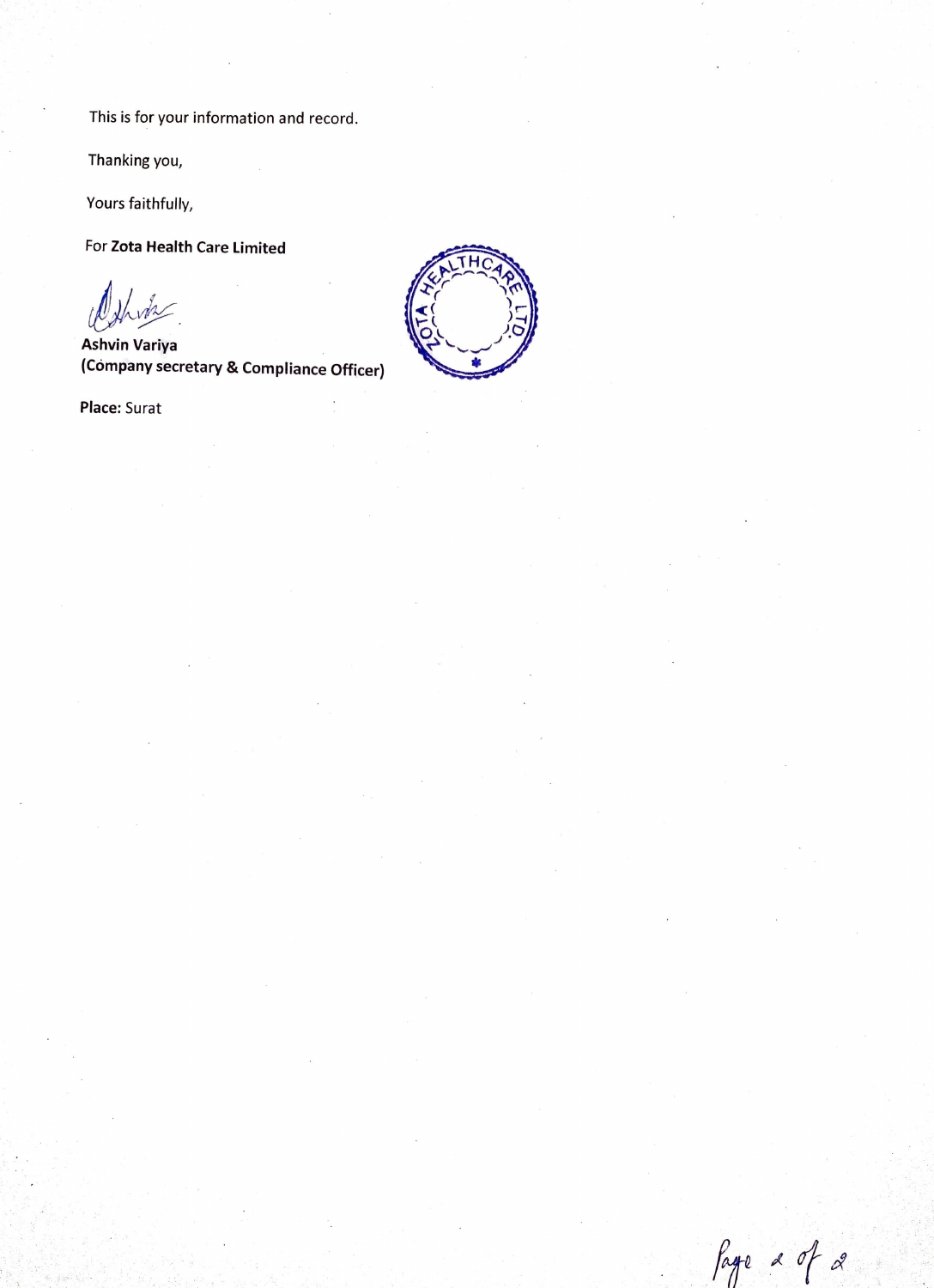This is for your information and record.

Thanking you,

Yours faithfully,

For **Zota Health Care Limited**

**Ashvin Variya**
**(Company secretary & Compliance Officer)**

**Place:** Surat